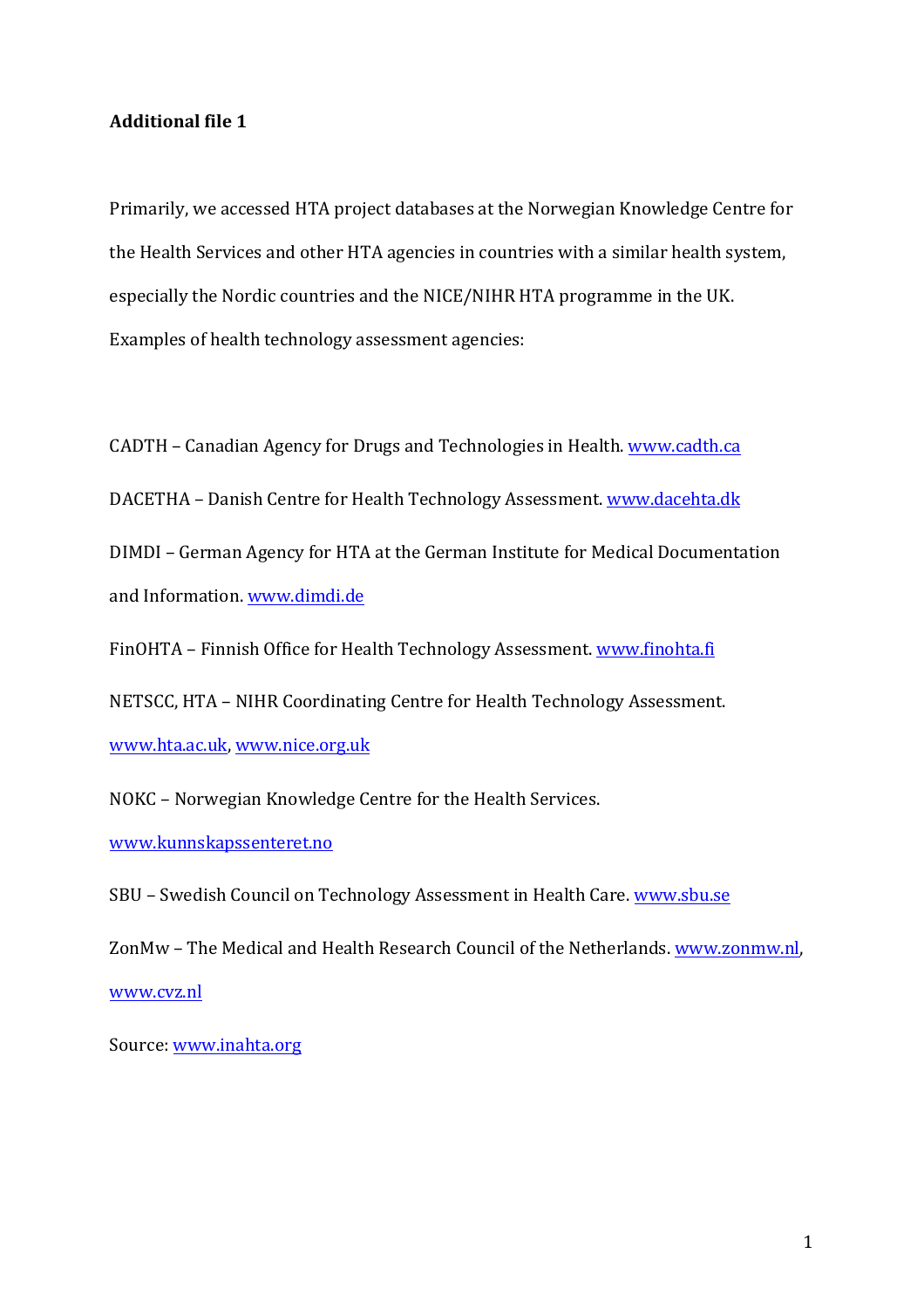**Additional file 1**

Primarily, we accessed HTA project databases at the Norwegian Knowledge Centre for the Health Services and other HTA agencies in countries with a similar health system, especially the Nordic countries and the NICE/NIHR HTA programme in the UK. Examples of health technology assessment agencies:

CADTH – Canadian Agency for Drugs and Technologies in Health. www.cadth.ca

DACETHA – Danish Centre for Health Technology Assessment. www.dacehta.dk

DIMDI – German Agency for HTA at the German Institute for Medical Documentation and Information. www.dimdi.de

FinOHTA – Finnish Office for Health Technology Assessment. www.finohta.fi

NETSCC, HTA – NIHR Coordinating Centre for Health Technology Assessment. www.hta.ac.uk, www.nice.org.uk

NOKC – Norwegian Knowledge Centre for the Health Services. www.kunnskapssenteret.no

SBU – Swedish Council on Technology Assessment in Health Care. www.sbu.se

ZonMw – The Medical and Health Research Council of the Netherlands. www.zonmw.nl, www.cvz.nl

Source: www.inahta.org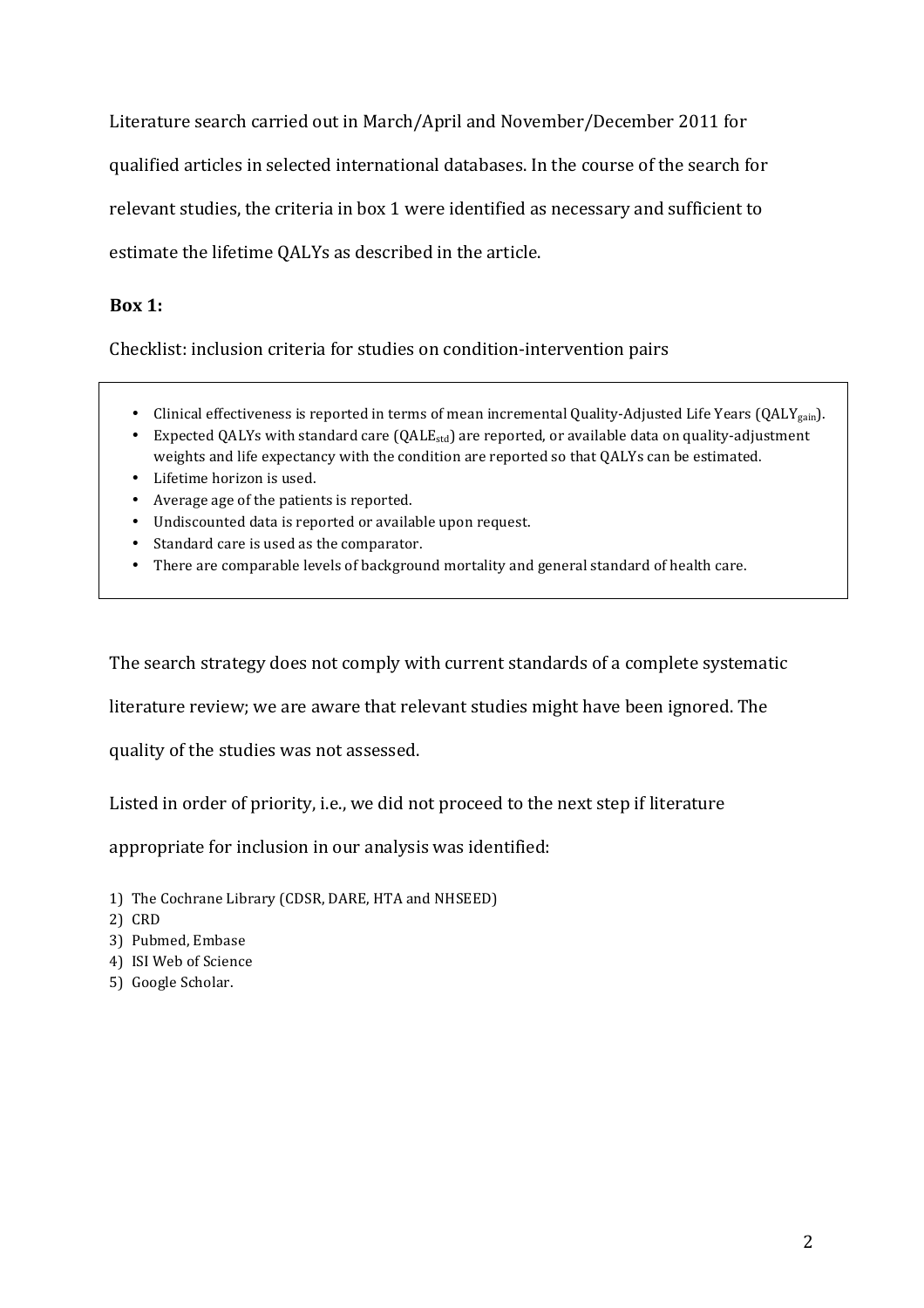Literature search carried out in March/April and November/December 2011 for qualified articles in selected international databases. In the course of the search for relevant studies, the criteria in box 1 were identified as necessary and sufficient to estimate the lifetime QALYs as described in the article.

**Box 1:**

Checklist: inclusion criteria for studies on condition-intervention pairs

- Clinical effectiveness is reported in terms of mean incremental Quality-Adjusted Life Years ($QALY_{gain}$).
- Expected QALYs with standard care ($QALE_{std}$) are reported, or available data on quality-adjustment weights and life expectancy with the condition are reported so that QALYs can be estimated.
- Lifetime horizon is used.
- Average age of the patients is reported.
- Undiscounted data is reported or available upon request.
- Standard care is used as the comparator.
- There are comparable levels of background mortality and general standard of health care.

The search strategy does not comply with current standards of a complete systematic literature review; we are aware that relevant studies might have been ignored. The quality of the studies was not assessed.

Listed in order of priority, i.e., we did not proceed to the next step if literature appropriate for inclusion in our analysis was identified:

1) The Cochrane Library (CDSR, DARE, HTA and NHSEED)
2) CRD
3) Pubmed, Embase
4) ISI Web of Science
5) Google Scholar.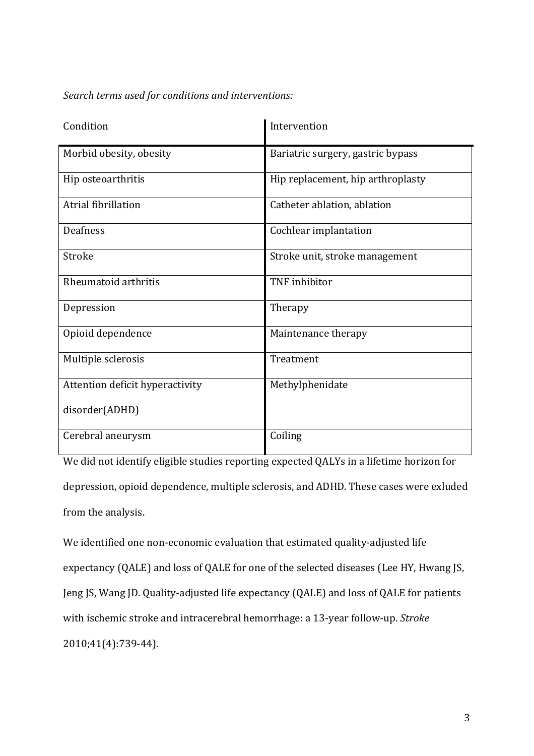*Search terms used for conditions and interventions:*

| Condition | Intervention |
|---|---|
| Morbid obesity, obesity | Bariatric surgery, gastric bypass |
| Hip osteoarthritis | Hip replacement, hip arthroplasty |
| Atrial fibrillation | Catheter ablation, ablation |
| Deafness | Cochlear implantation |
| Stroke | Stroke unit, stroke management |
| Rheumatoid arthritis | TNF inhibitor |
| Depression | Therapy |
| Opioid dependence | Maintenance therapy |
| Multiple sclerosis | Treatment |
| Attention deficit hyperactivity disorder(ADHD) | Methylphenidate |
| Cerebral aneurysm | Coiling |

We did not identify eligible studies reporting expected QALYs in a lifetime horizon for depression, opioid dependence, multiple sclerosis, and ADHD. These cases were exluded from the analysis.

We identified one non-economic evaluation that estimated quality-adjusted life expectancy (QALE) and loss of QALE for one of the selected diseases (Lee HY, Hwang JS, Jeng JS, Wang JD. Quality-adjusted life expectancy (QALE) and loss of QALE for patients with ischemic stroke and intracerebral hemorrhage: a 13-year follow-up. *Stroke* 2010;41(4):739-44).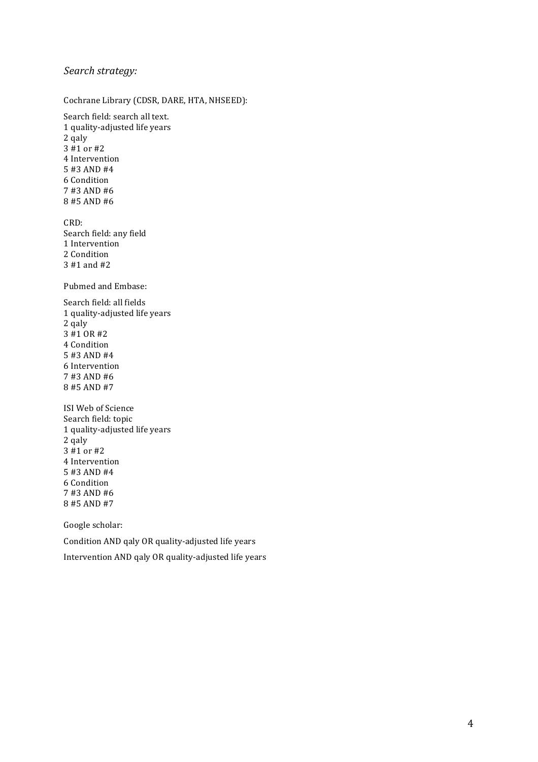*Search strategy:*

Cochrane Library (CDSR, DARE, HTA, NHSEED):

Search field: search all text.
1 quality-adjusted life years
2 qaly
3 #1 or #2
4 Intervention
5 #3 AND #4
6 Condition
7 #3 AND #6
8 #5 AND #6

CRD:
Search field: any field
1 Intervention
2 Condition
3 #1 and #2

Pubmed and Embase:

Search field: all fields
1 quality-adjusted life years
2 qaly
3 #1 OR #2
4 Condition
5 #3 AND #4
6 Intervention
7 #3 AND #6
8 #5 AND #7

ISI Web of Science
Search field: topic
1 quality-adjusted life years
2 qaly
3 #1 or #2
4 Intervention
5 #3 AND #4
6 Condition
7 #3 AND #6
8 #5 AND #7

Google scholar:

Condition AND qaly OR quality-adjusted life years

Intervention AND qaly OR quality-adjusted life years